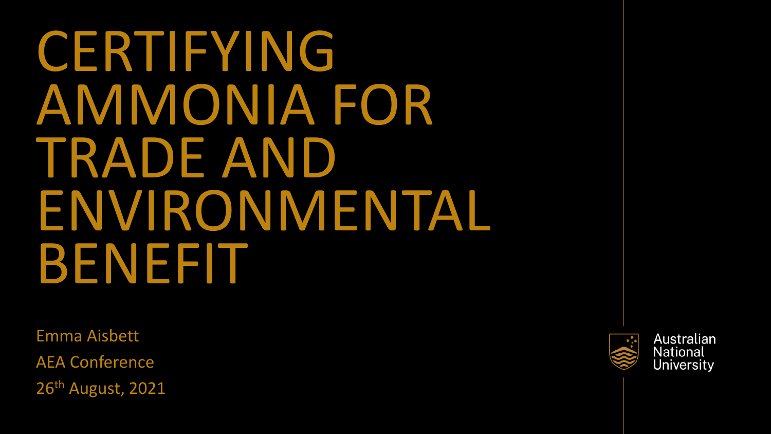# CERTIFYING AMMONIA FOR TRADE AND ENVIRONMENTAL BENEFIT

Emma Aisbett

AEA Conference

26th August, 2021

Australian National University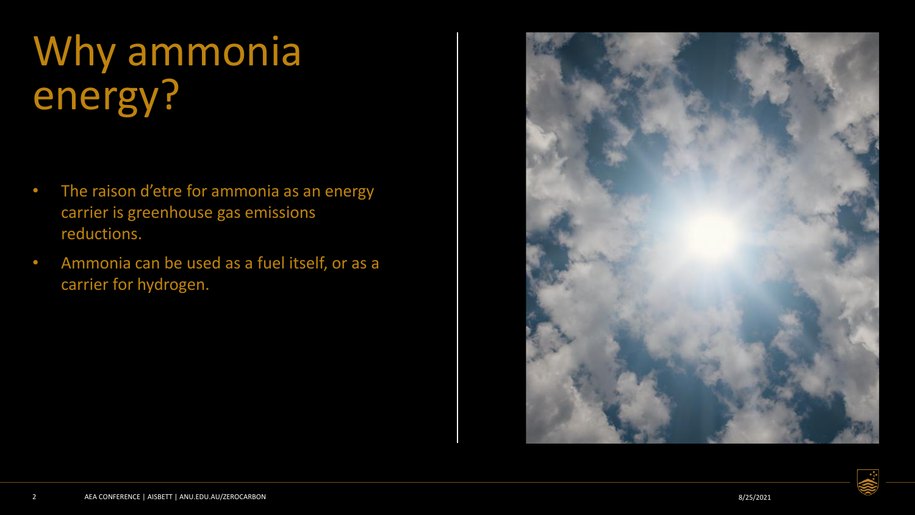# Why ammonia energy?

- The raison d'etre for ammonia as an energy carrier is greenhouse gas emissions reductions.
- Ammonia can be used as a fuel itself, or as a carrier for hydrogen.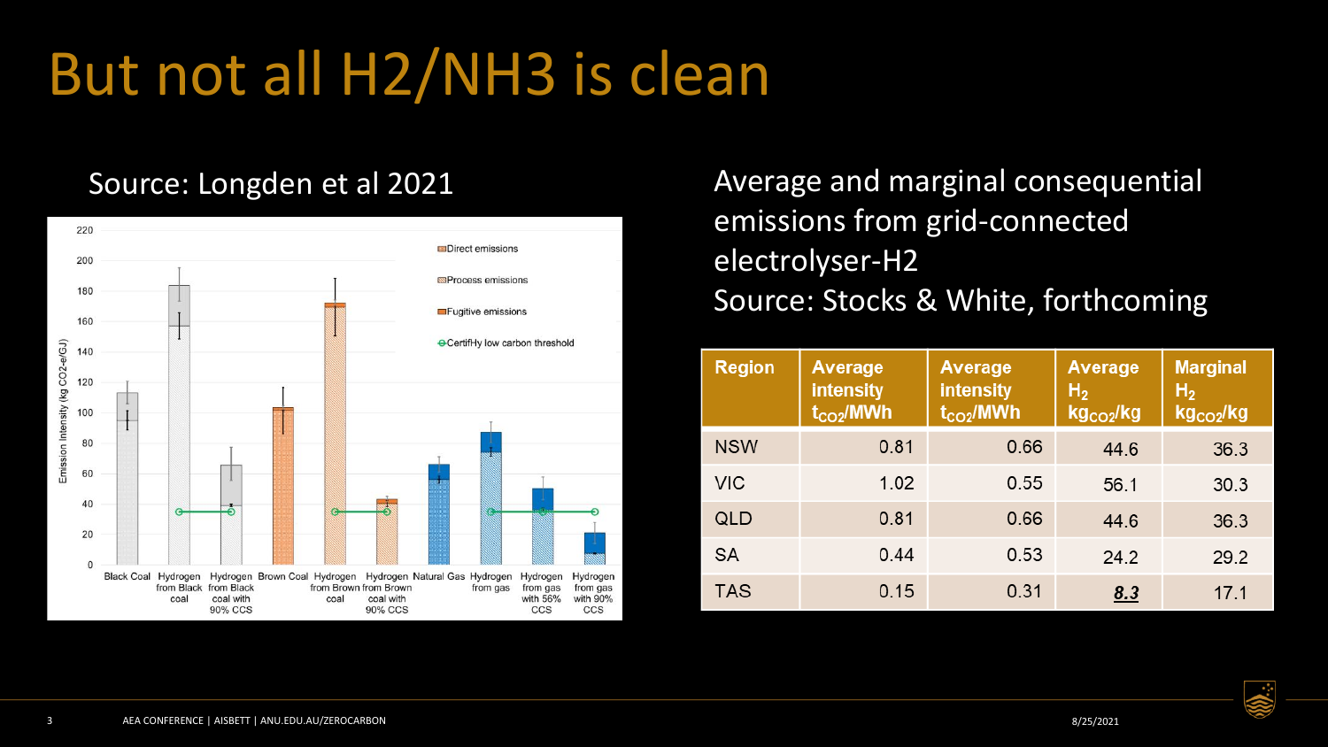# But not all H2/NH3 is clean

Source: Longden et al 2021

Average and marginal consequential emissions from grid-connected electrolyser-H2

Source: Stocks & White, forthcoming

| Region | Average intensity $t_{CO2}$/MWh | Average intensity $t_{CO2}$/MWh | Average $H_2$ $kg_{CO2}$/kg | Marginal $H_2$ $kg_{CO2}$/kg |
|---|---|---|---|---|
| NSW | 0.81 | 0.66 | 44.6 | 36.3 |
| VIC | 1.02 | 0.55 | 56.1 | 30.3 |
| QLD | 0.81 | 0.66 | 44.6 | 36.3 |
| SA | 0.44 | 0.53 | 24.2 | 29.2 |
| TAS | 0.15 | 0.31 | ***8.3*** | 17.1 |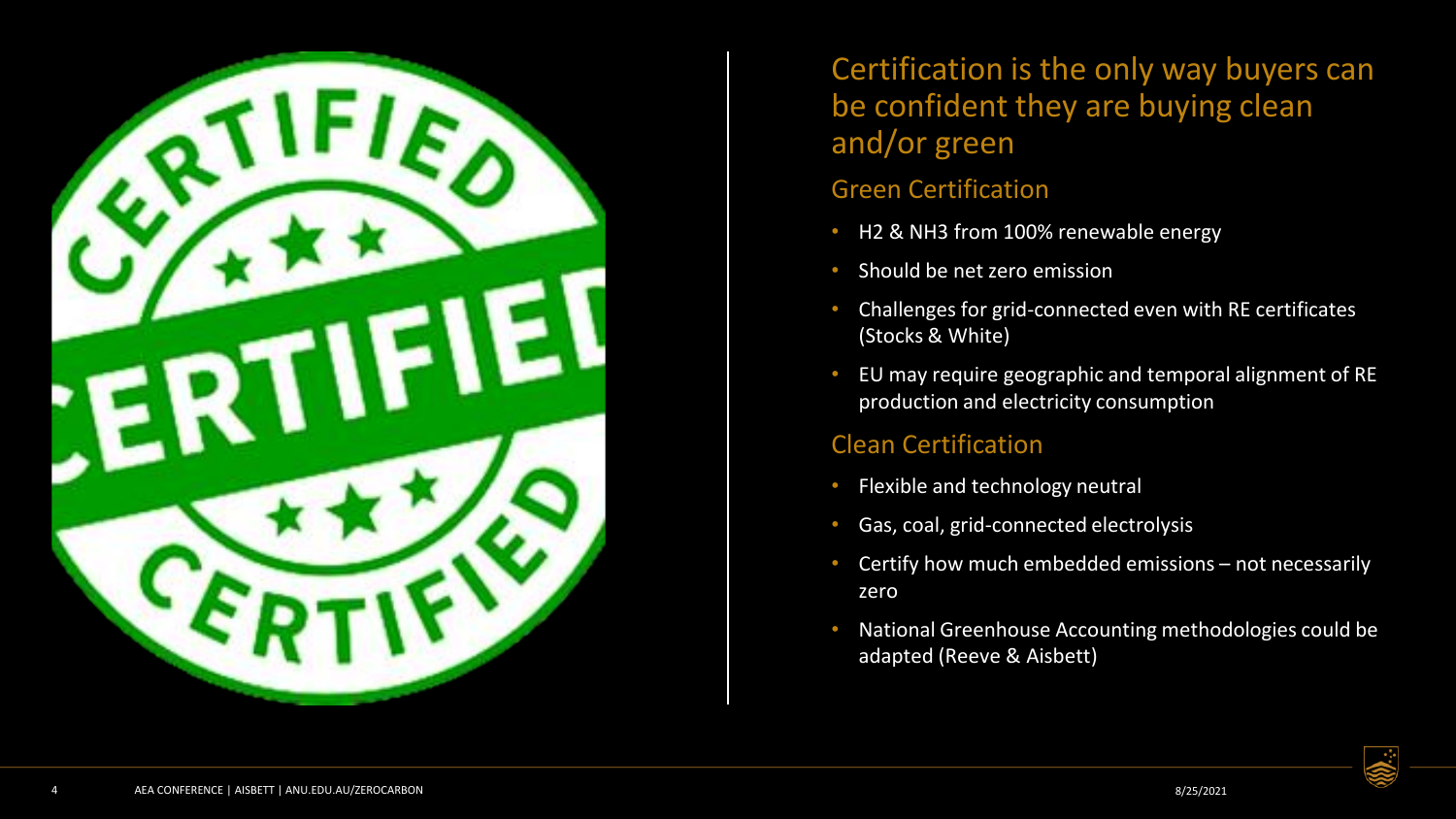## Certification is the only way buyers can be confident they are buying clean and/or green

### Green Certification

- $H_2$ & $NH_3$ from 100% renewable energy
- Should be net zero emission
- Challenges for grid-connected even with RE certificates (Stocks & White)
- EU may require geographic and temporal alignment of RE production and electricity consumption

### Clean Certification

- Flexible and technology neutral
- Gas, coal, grid-connected electrolysis
- Certify how much embedded emissions – not necessarily zero
- National Greenhouse Accounting methodologies could be adapted (Reeve & Aisbett)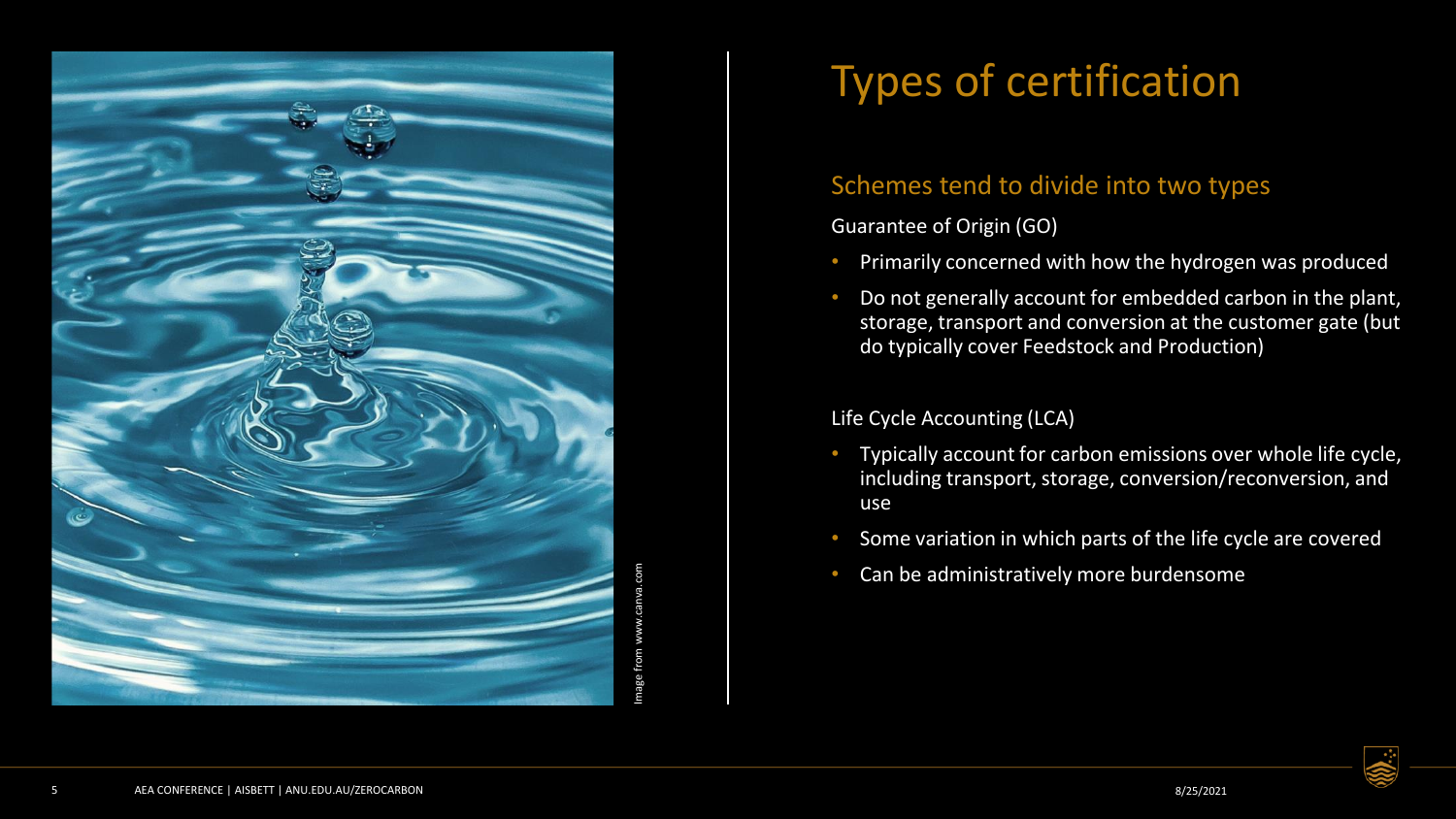# Types of certification

## Schemes tend to divide into two types

Guarantee of Origin (GO)

- Primarily concerned with how the hydrogen was produced
- Do not generally account for embedded carbon in the plant, storage, transport and conversion at the customer gate (but do typically cover Feedstock and Production)

Life Cycle Accounting (LCA)

- Typically account for carbon emissions over whole life cycle, including transport, storage, conversion/reconversion, and use
- Some variation in which parts of the life cycle are covered
- Can be administratively more burdensome

Image from www.canva.com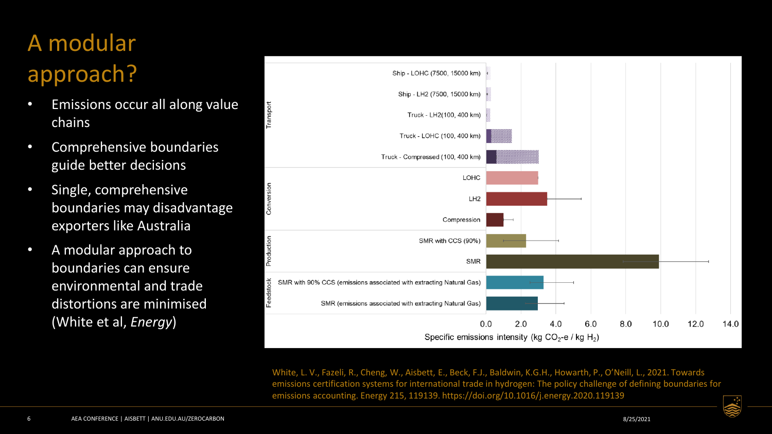# A modular approach?

- Emissions occur all along value chains
- Comprehensive boundaries guide better decisions
- Single, comprehensive boundaries may disadvantage exporters like Australia
- A modular approach to boundaries can ensure environmental and trade distortions are minimised (White et al, *Energy*)

| Stage | Category | Specific emissions intensity (kg $CO_2$-e / kg $H_2$) |
|---|---|---|
| Transport | Ship - LOHC (7500, 15000 km) | |
| Transport | Ship - LH2 (7500, 15000 km) | |
| Transport | Truck - LH2(100, 400 km) | |
| Transport | Truck - LOHC (100, 400 km) | |
| Transport | Truck - Compressed (100, 400 km) | |
| Conversion | LOHC | |
| Conversion | LH2 | |
| Conversion | Compression | |
| Production | SMR with CCS (90%) | |
| Production | SMR | |
| Feedstock | SMR with 90% CCS (emissions associated with extracting Natural Gas) | |
| Feedstock | SMR (emissions associated with extracting Natural Gas) | |

White, L. V., Fazeli, R., Cheng, W., Aisbett, E., Beck, F.J., Baldwin, K.G.H., Howarth, P., O'Neill, L., 2021. Towards emissions certification systems for international trade in hydrogen: The policy challenge of defining boundaries for emissions accounting. Energy 215, 119139. https://doi.org/10.1016/j.energy.2020.119139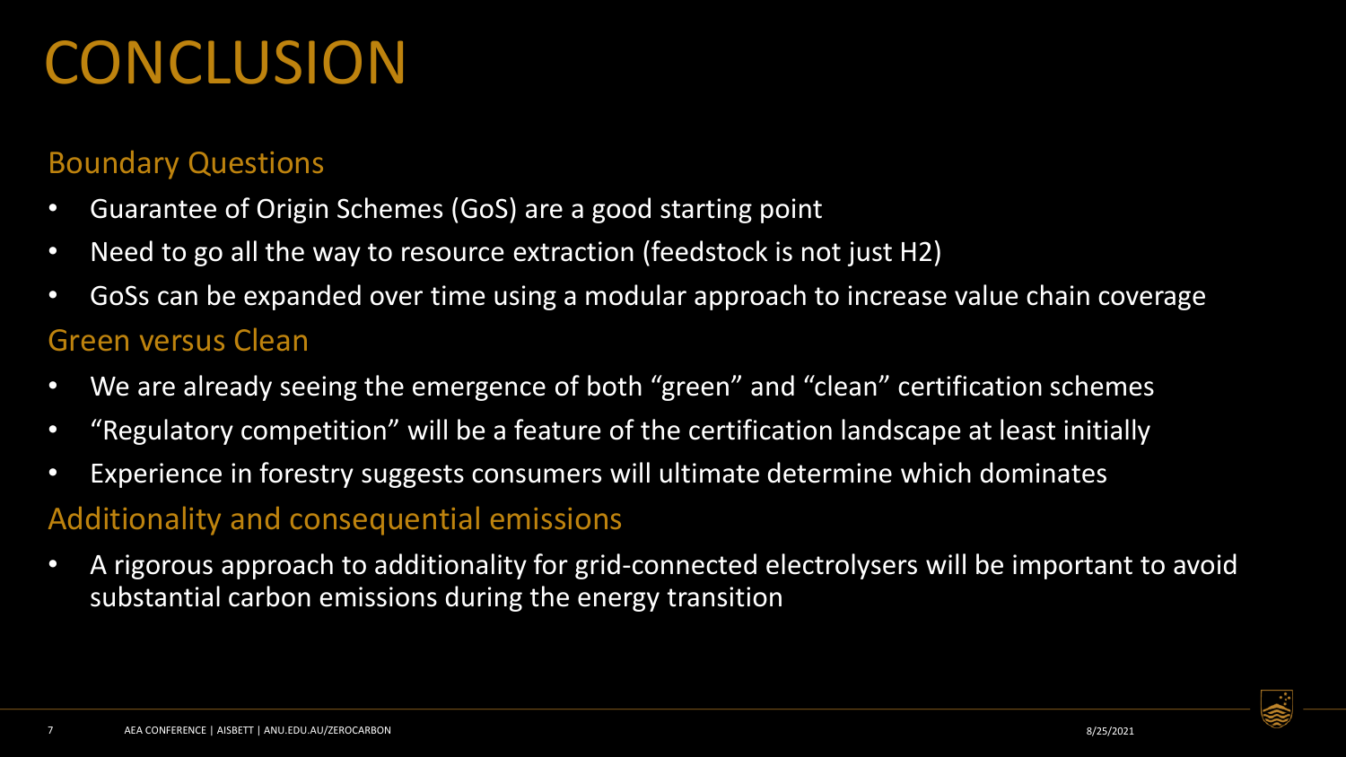# CONCLUSION

## Boundary Questions

- Guarantee of Origin Schemes (GoS) are a good starting point
- Need to go all the way to resource extraction (feedstock is not just H2)
- GoSs can be expanded over time using a modular approach to increase value chain coverage

## Green versus Clean

- We are already seeing the emergence of both "green" and "clean" certification schemes
- "Regulatory competition" will be a feature of the certification landscape at least initially
- Experience in forestry suggests consumers will ultimate determine which dominates

## Additionality and consequential emissions

- A rigorous approach to additionality for grid-connected electrolysers will be important to avoid substantial carbon emissions during the energy transition